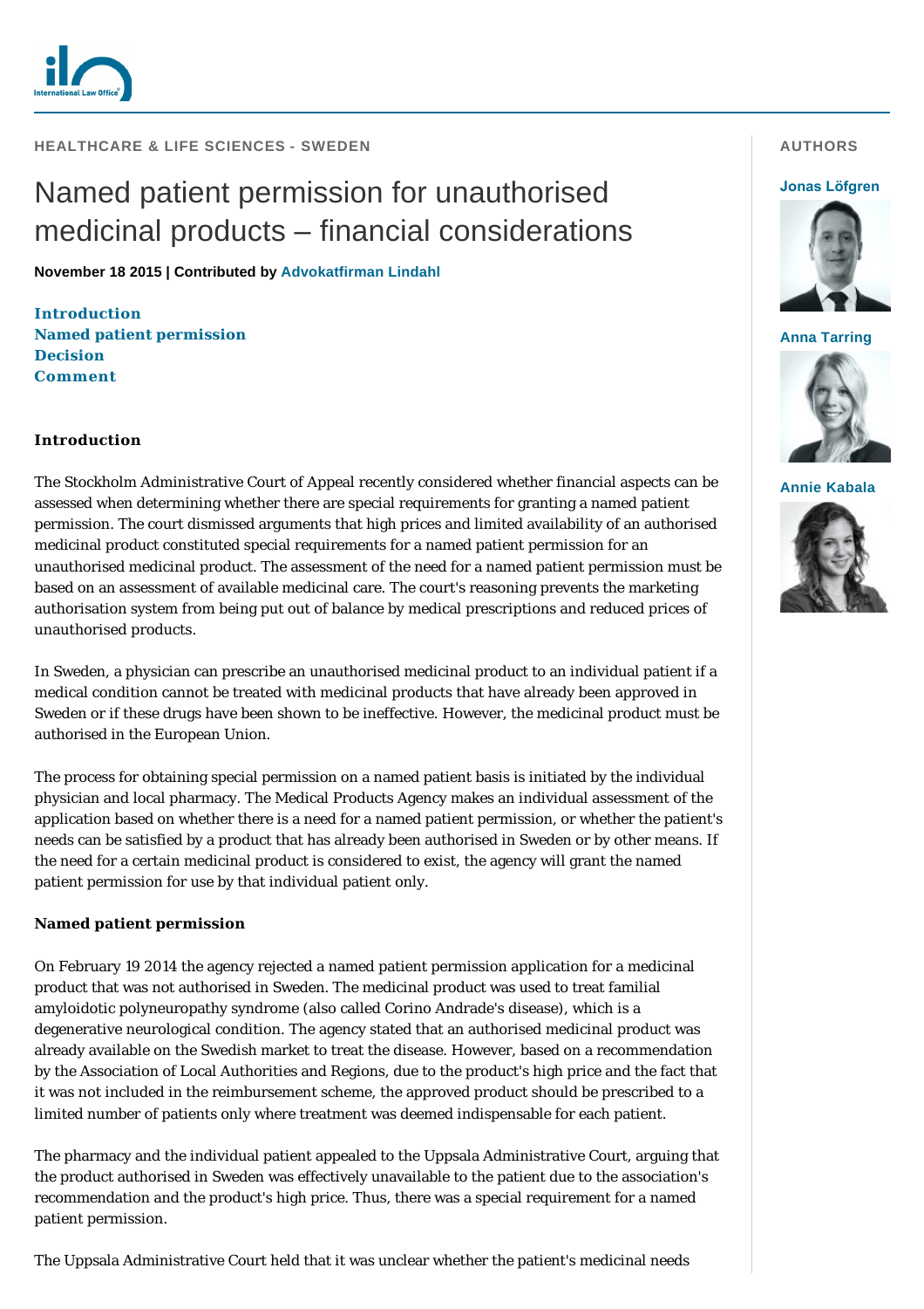HEALTHCARE & LIFE SCIENCES - SWEDEN

# Named patient permission for unauthorised medicinal products – financial considerations

**November 18 2015 | Contributed by Advokatfirman Lindahl**

AUTHORS

Jonas Löfgren

Anna Tarring

Annie Kabala

**Introduction**
**Named patient permission**
**Decision**
**Comment**

## Introduction

The Stockholm Administrative Court of Appeal recently considered whether financial aspects can be assessed when determining whether there are special requirements for granting a named patient permission. The court dismissed arguments that high prices and limited availability of an authorised medicinal product constituted special requirements for a named patient permission for an unauthorised medicinal product. The assessment of the need for a named patient permission must be based on an assessment of available medicinal care. The court's reasoning prevents the marketing authorisation system from being put out of balance by medical prescriptions and reduced prices of unauthorised products.

In Sweden, a physician can prescribe an unauthorised medicinal product to an individual patient if a medical condition cannot be treated with medicinal products that have already been approved in Sweden or if these drugs have been shown to be ineffective. However, the medicinal product must be authorised in the European Union.

The process for obtaining special permission on a named patient basis is initiated by the individual physician and local pharmacy. The Medical Products Agency makes an individual assessment of the application based on whether there is a need for a named patient permission, or whether the patient's needs can be satisfied by a product that has already been authorised in Sweden or by other means. If the need for a certain medicinal product is considered to exist, the agency will grant the named patient permission for use by that individual patient only.

## Named patient permission

On February 19 2014 the agency rejected a named patient permission application for a medicinal product that was not authorised in Sweden. The medicinal product was used to treat familial amyloidotic polyneuropathy syndrome (also called Corino Andrade's disease), which is a degenerative neurological condition. The agency stated that an authorised medicinal product was already available on the Swedish market to treat the disease. However, based on a recommendation by the Association of Local Authorities and Regions, due to the product's high price and the fact that it was not included in the reimbursement scheme, the approved product should be prescribed to a limited number of patients only where treatment was deemed indispensable for each patient.

The pharmacy and the individual patient appealed to the Uppsala Administrative Court, arguing that the product authorised in Sweden was effectively unavailable to the patient due to the association's recommendation and the product's high price. Thus, there was a special requirement for a named patient permission.

The Uppsala Administrative Court held that it was unclear whether the patient's medicinal needs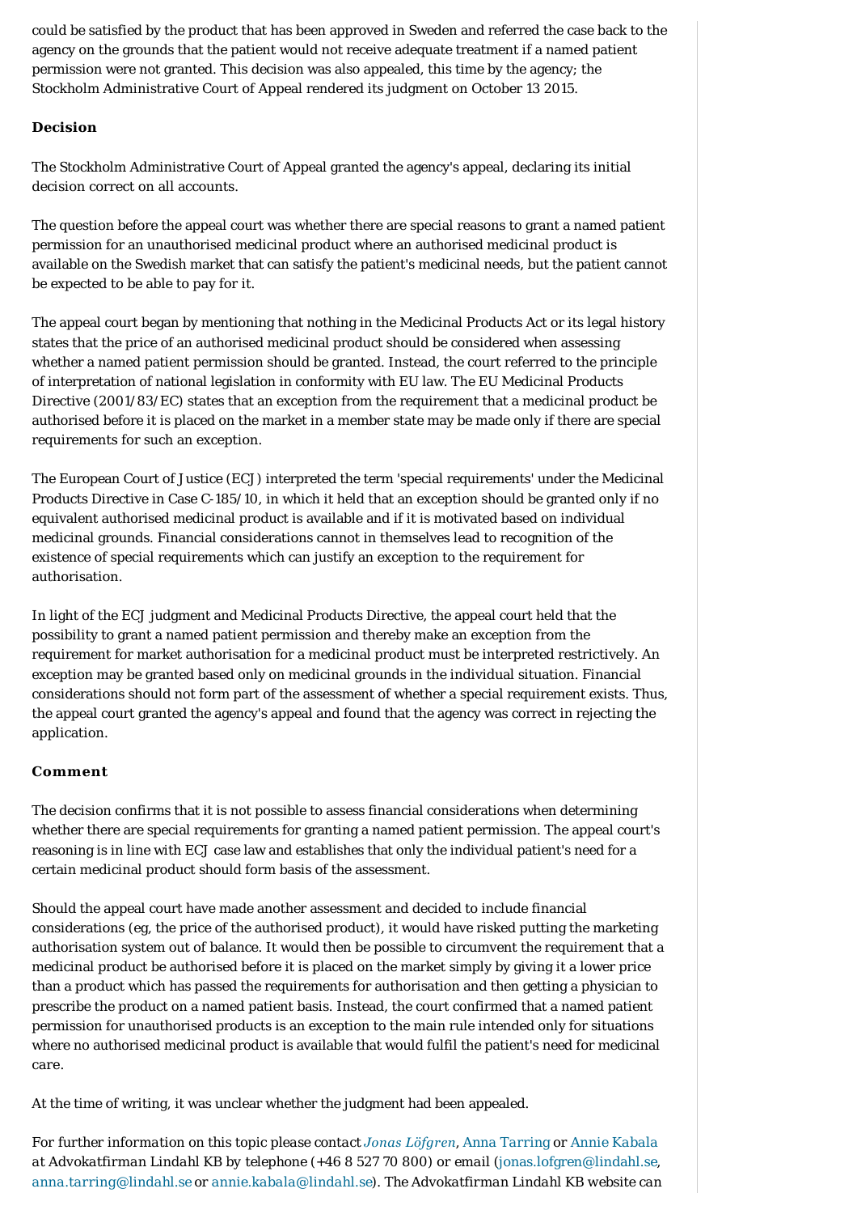could be satisfied by the product that has been approved in Sweden and referred the case back to the agency on the grounds that the patient would not receive adequate treatment if a named patient permission were not granted. This decision was also appealed, this time by the agency; the Stockholm Administrative Court of Appeal rendered its judgment on October 13 2015.

### Decision

The Stockholm Administrative Court of Appeal granted the agency's appeal, declaring its initial decision correct on all accounts.

The question before the appeal court was whether there are special reasons to grant a named patient permission for an unauthorised medicinal product where an authorised medicinal product is available on the Swedish market that can satisfy the patient's medicinal needs, but the patient cannot be expected to be able to pay for it.

The appeal court began by mentioning that nothing in the Medicinal Products Act or its legal history states that the price of an authorised medicinal product should be considered when assessing whether a named patient permission should be granted. Instead, the court referred to the principle of interpretation of national legislation in conformity with EU law. The EU Medicinal Products Directive (2001/83/EC) states that an exception from the requirement that a medicinal product be authorised before it is placed on the market in a member state may be made only if there are special requirements for such an exception.

The European Court of Justice (ECJ) interpreted the term 'special requirements' under the Medicinal Products Directive in Case C-185/10, in which it held that an exception should be granted only if no equivalent authorised medicinal product is available and if it is motivated based on individual medicinal grounds. Financial considerations cannot in themselves lead to recognition of the existence of special requirements which can justify an exception to the requirement for authorisation.

In light of the ECJ judgment and Medicinal Products Directive, the appeal court held that the possibility to grant a named patient permission and thereby make an exception from the requirement for market authorisation for a medicinal product must be interpreted restrictively. An exception may be granted based only on medicinal grounds in the individual situation. Financial considerations should not form part of the assessment of whether a special requirement exists. Thus, the appeal court granted the agency's appeal and found that the agency was correct in rejecting the application.

### Comment

The decision confirms that it is not possible to assess financial considerations when determining whether there are special requirements for granting a named patient permission. The appeal court's reasoning is in line with ECJ case law and establishes that only the individual patient's need for a certain medicinal product should form basis of the assessment.

Should the appeal court have made another assessment and decided to include financial considerations (eg, the price of the authorised product), it would have risked putting the marketing authorisation system out of balance. It would then be possible to circumvent the requirement that a medicinal product be authorised before it is placed on the market simply by giving it a lower price than a product which has passed the requirements for authorisation and then getting a physician to prescribe the product on a named patient basis. Instead, the court confirmed that a named patient permission for unauthorised products is an exception to the main rule intended only for situations where no authorised medicinal product is available that would fulfil the patient's need for medicinal care.

At the time of writing, it was unclear whether the judgment had been appealed.

*For further information on this topic please contact [Jonas Löfgren](), [Anna Tarring]() or [Annie Kabala]() at Advokatfirman Lindahl KB by telephone (+46 8 527 70 800) or email ([jonas.lofgren@lindahl.se](mailto:jonas.lofgren@lindahl.se), [anna.tarring@lindahl.se](mailto:anna.tarring@lindahl.se) or [annie.kabala@lindahl.se](mailto:annie.kabala@lindahl.se)). The Advokatfirman Lindahl KB website can*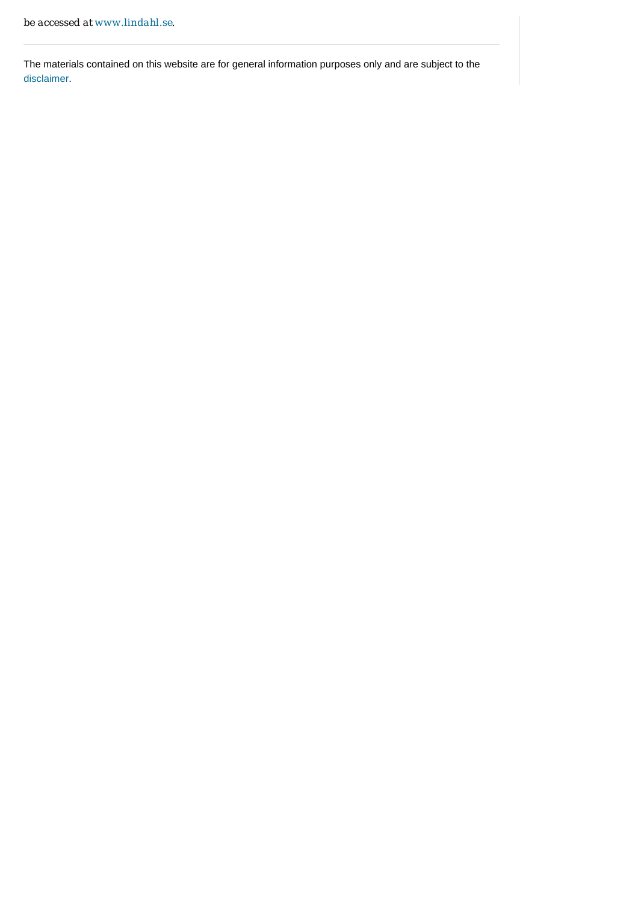*be accessed at www.lindahl.se.*

---

The materials contained on this website are for general information purposes only and are subject to the disclaimer.